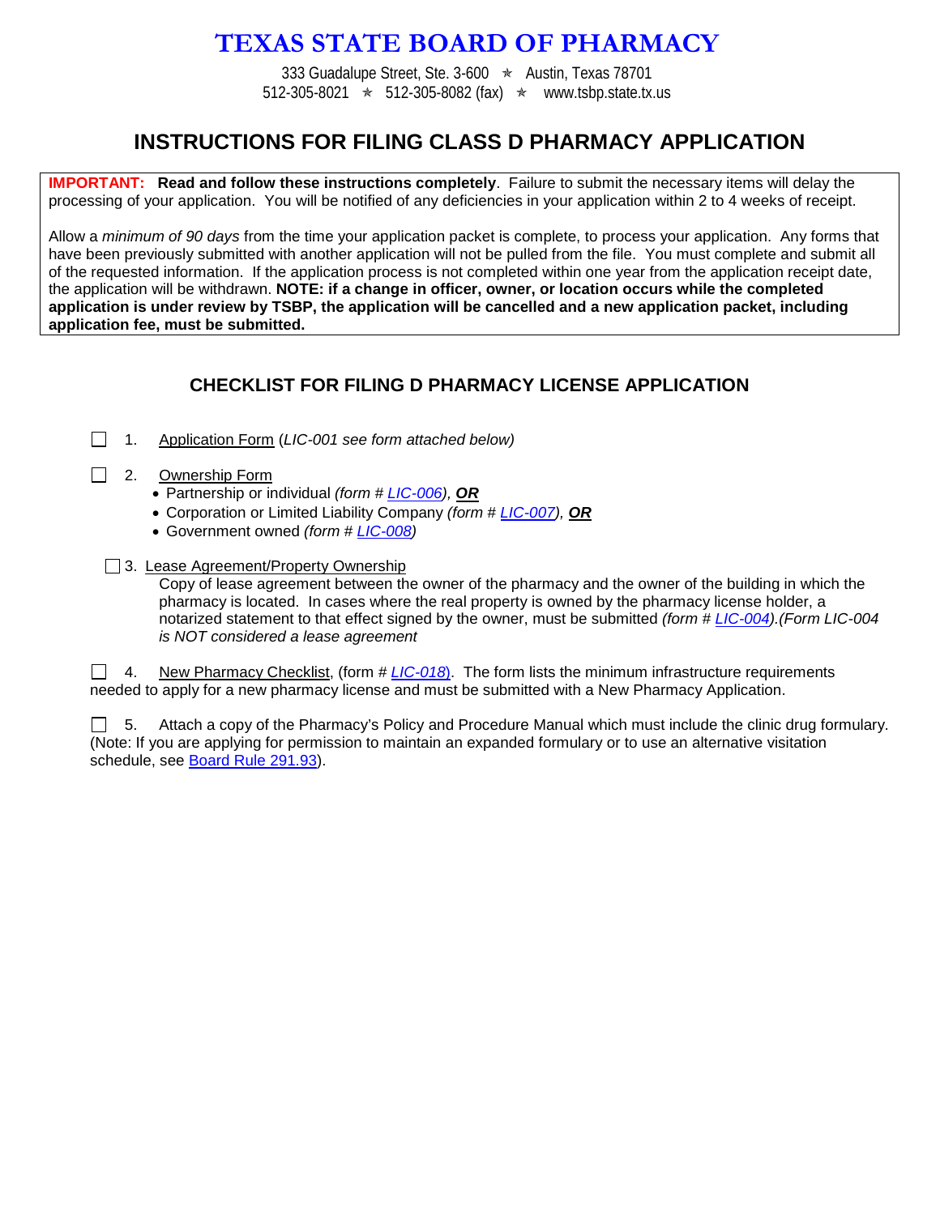# TEXAS STATE BOARD OF PHARMACY

333 Guadalupe Street, Ste. 3-600 ✯ Austin, Texas 78701
512-305-8021 ✯ 512-305-8082 (fax) ✯ www.tsbp.state.tx.us

## INSTRUCTIONS FOR FILING CLASS D PHARMACY APPLICATION

**IMPORTANT:** **Read and follow these instructions completely**. Failure to submit the necessary items will delay the processing of your application. You will be notified of any deficiencies in your application within 2 to 4 weeks of receipt.

Allow a *minimum of 90 days* from the time your application packet is complete, to process your application. Any forms that have been previously submitted with another application will not be pulled from the file. You must complete and submit all of the requested information. If the application process is not completed within one year from the application receipt date, the application will be withdrawn. **NOTE: if a change in officer, owner, or location occurs while the completed application is under review by TSBP, the application will be cancelled and a new application packet, including application fee, must be submitted.**

### CHECKLIST FOR FILING D PHARMACY LICENSE APPLICATION

☐ 1. Application Form (*LIC-001 see form attached below)*

☐ 2. Ownership Form
- Partnership or individual *(form # LIC-006),* ***OR***
- Corporation or Limited Liability Company *(form # LIC-007),* ***OR***
- Government owned *(form # LIC-008)*

☐ 3. Lease Agreement/Property Ownership
Copy of lease agreement between the owner of the pharmacy and the owner of the building in which the pharmacy is located. In cases where the real property is owned by the pharmacy license holder, a notarized statement to that effect signed by the owner, must be submitted *(form # LIC-004).(Form LIC-004 is NOT considered a lease agreement*

☐ 4. New Pharmacy Checklist, (form # *LIC-018*). The form lists the minimum infrastructure requirements needed to apply for a new pharmacy license and must be submitted with a New Pharmacy Application.

☐ 5. Attach a copy of the Pharmacy's Policy and Procedure Manual which must include the clinic drug formulary. (Note: If you are applying for permission to maintain an expanded formulary or to use an alternative visitation schedule, see Board Rule 291.93).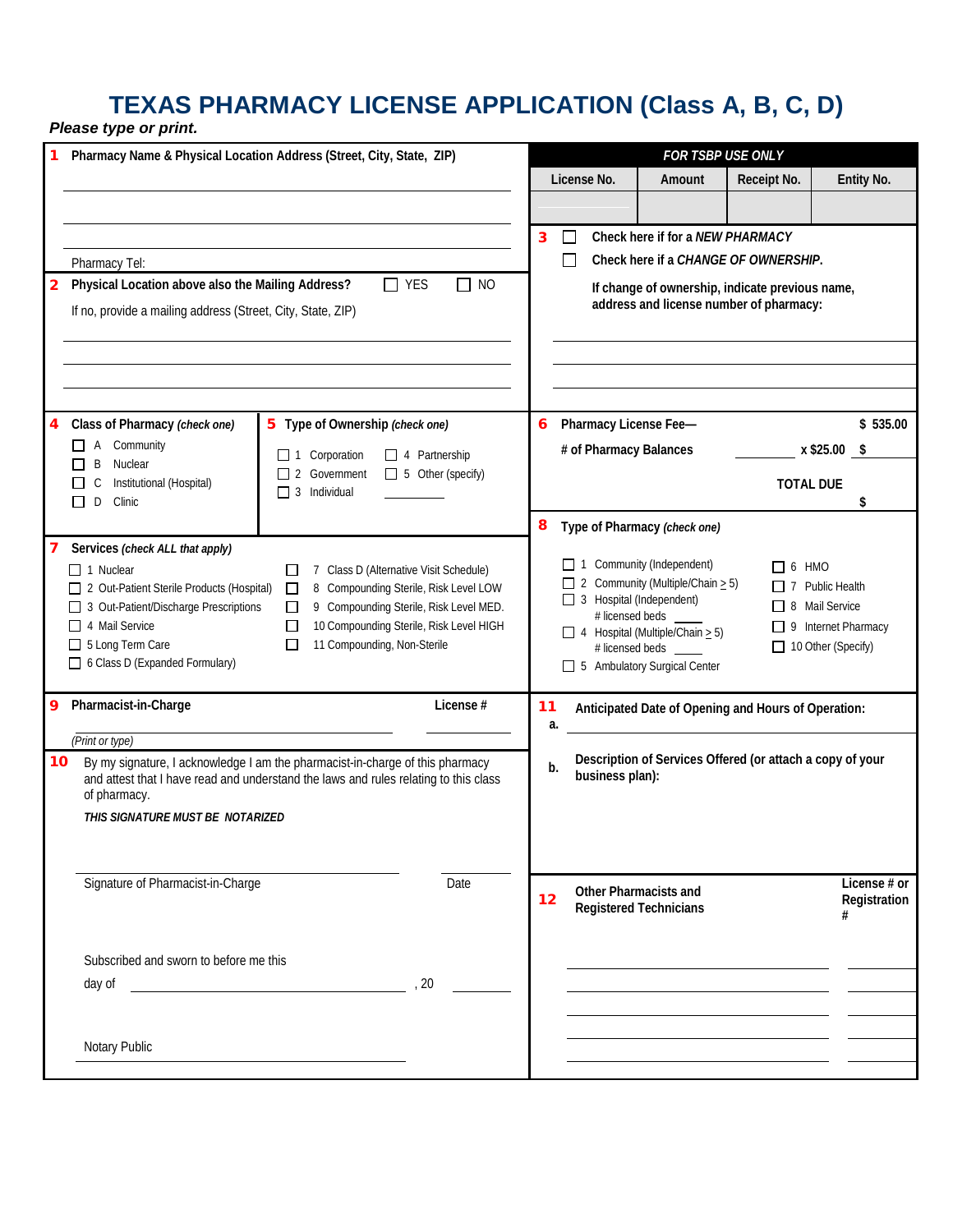# TEXAS PHARMACY LICENSE APPLICATION (Class A, B, C, D)

*Please type or print.*

**1 Pharmacy Name & Physical Location Address (Street, City, State, ZIP)**

\_\_\_\_\_\_\_\_\_\_\_\_\_\_\_\_\_\_\_\_\_\_\_\_\_\_\_\_\_\_\_\_\_\_\_\_\_\_\_\_

\_\_\_\_\_\_\_\_\_\_\_\_\_\_\_\_\_\_\_\_\_\_\_\_\_\_\_\_\_\_\_\_\_\_\_\_\_\_\_\_

\_\_\_\_\_\_\_\_\_\_\_\_\_\_\_\_\_\_\_\_\_\_\_\_\_\_\_\_\_\_\_\_\_\_\_\_\_\_\_\_

Pharmacy Tel:

**2 Physical Location above also the Mailing Address?** ☐ YES ☐ NO

If no, provide a mailing address (Street, City, State, ZIP)

\_\_\_\_\_\_\_\_\_\_\_\_\_\_\_\_\_\_\_\_\_\_\_\_\_\_\_\_\_\_\_\_\_\_\_\_\_\_\_\_

\_\_\_\_\_\_\_\_\_\_\_\_\_\_\_\_\_\_\_\_\_\_\_\_\_\_\_\_\_\_\_\_\_\_\_\_\_\_\_\_

\_\_\_\_\_\_\_\_\_\_\_\_\_\_\_\_\_\_\_\_\_\_\_\_\_\_\_\_\_\_\_\_\_\_\_\_\_\_\_\_

***FOR TSBP USE ONLY***

| License No. | Amount | Receipt No. | Entity No. |
|---|---|---|---|
| | | | |

**3** ☐ Check here if for a ***NEW PHARMACY***

☐ Check here if a ***CHANGE OF OWNERSHIP.***

**If change of ownership, indicate previous name, address and license number of pharmacy:**

\_\_\_\_\_\_\_\_\_\_\_\_\_\_\_\_\_\_\_\_\_\_\_\_\_\_\_\_\_\_\_\_\_\_\_\_\_\_\_\_

\_\_\_\_\_\_\_\_\_\_\_\_\_\_\_\_\_\_\_\_\_\_\_\_\_\_\_\_\_\_\_\_\_\_\_\_\_\_\_\_

\_\_\_\_\_\_\_\_\_\_\_\_\_\_\_\_\_\_\_\_\_\_\_\_\_\_\_\_\_\_\_\_\_\_\_\_\_\_\_\_

**4 Class of Pharmacy** ***(check one)***

- ☐ A Community
- ☐ B Nuclear
- ☐ C Institutional (Hospital)
- ☐ D Clinic

**5 Type of Ownership** ***(check one)***

- ☐ 1 Corporation
- ☐ 2 Government
- ☐ 3 Individual
- ☐ 4 Partnership
- ☐ 5 Other (specify) \_\_\_\_\_\_\_\_

**6 Pharmacy License Fee—** **$ 535.00**

**# of Pharmacy Balances** \_\_\_\_\_\_\_\_ **x $25.00** **$** \_\_\_\_\_\_\_\_

**TOTAL DUE** **$**

**7 Services** ***(check ALL that apply)***

- ☐ 1 Nuclear
- ☐ 2 Out-Patient Sterile Products (Hospital)
- ☐ 3 Out-Patient/Discharge Prescriptions
- ☐ 4 Mail Service
- ☐ 5 Long Term Care
- ☐ 6 Class D (Expanded Formulary)
- ☐ 7 Class D (Alternative Visit Schedule)
- ☐ 8 Compounding Sterile, Risk Level LOW
- ☐ 9 Compounding Sterile, Risk Level MED.
- ☐ 10 Compounding Sterile, Risk Level HIGH
- ☐ 11 Compounding, Non-Sterile

**8 Type of Pharmacy** ***(check one)***

- ☐ 1 Community (Independent)
- ☐ 2 Community (Multiple/Chain ≥ 5)
- ☐ 3 Hospital (Independent)
  # licensed beds \_\_\_\_\_
- ☐ 4 Hospital (Multiple/Chain ≥ 5)
  # licensed beds \_\_\_\_\_
- ☐ 5 Ambulatory Surgical Center
- ☐ 6 HMO
- ☐ 7 Public Health
- ☐ 8 Mail Service
- ☐ 9 Internet Pharmacy
- ☐ 10 Other (Specify)

**9 Pharmacist-in-Charge** **License #**

\_\_\_\_\_\_\_\_\_\_\_\_\_\_\_\_\_\_\_\_\_\_\_\_\_\_\_\_\_\_ \_\_\_\_\_\_\_\_\_\_

*(Print or type)*

**10** By my signature, I acknowledge I am the pharmacist-in-charge of this pharmacy and attest that I have read and understand the laws and rules relating to this class of pharmacy.

***THIS SIGNATURE MUST BE NOTARIZED***

\_\_\_\_\_\_\_\_\_\_\_\_\_\_\_\_\_\_\_\_\_\_\_\_\_\_\_\_\_\_ \_\_\_\_\_\_\_\_\_\_

Signature of Pharmacist-in-Charge Date

Subscribed and sworn to before me this

day of \_\_\_\_\_\_\_\_\_\_\_\_\_\_\_\_\_\_\_\_\_\_\_\_, 20 \_\_\_\_\_

\_\_\_\_\_\_\_\_\_\_\_\_\_\_\_\_\_\_\_\_\_\_\_\_\_\_\_\_\_\_

Notary Public

**11 a. Anticipated Date of Opening and Hours of Operation:**

\_\_\_\_\_\_\_\_\_\_\_\_\_\_\_\_\_\_\_\_\_\_\_\_\_\_\_\_\_\_\_\_\_\_\_\_\_\_\_\_

**b. Description of Services Offered (or attach a copy of your business plan):**

| **12 Other Pharmacists and Registered Technicians** | **License # or Registration #** |
|---|---|
| | |
| | |
| | |
| | |
| | |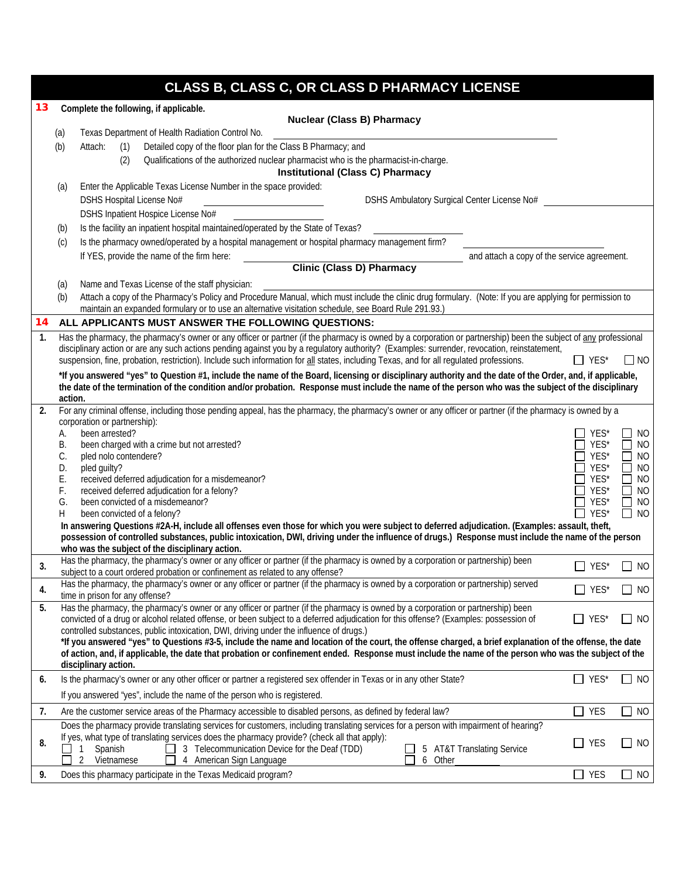# CLASS B, CLASS C, OR CLASS D PHARMACY LICENSE

**13** **Complete the following, if applicable.**

### Nuclear (Class B) Pharmacy

(a) Texas Department of Health Radiation Control No. ______________________

(b) Attach: (1) Detailed copy of the floor plan for the Class B Pharmacy; and

(2) Qualifications of the authorized nuclear pharmacist who is the pharmacist-in-charge.

### Institutional (Class C) Pharmacy

(a) Enter the Applicable Texas License Number in the space provided:

DSHS Hospital License No# ______________ DSHS Ambulatory Surgical Center License No# ______________

DSHS Inpatient Hospice License No# ______________

(b) Is the facility an inpatient hospital maintained/operated by the State of Texas? ______________

(c) Is the pharmacy owned/operated by a hospital management or hospital pharmacy management firm? ______________

If YES, provide the name of the firm here: ______________ and attach a copy of the service agreement.

### Clinic (Class D) Pharmacy

(a) Name and Texas License of the staff physician: ______________________

(b) Attach a copy of the Pharmacy's Policy and Procedure Manual, which must include the clinic drug formulary. (Note: If you are applying for permission to maintain an expanded formulary or to use an alternative visitation schedule, see Board Rule 291.93.)

**14** **ALL APPLICANTS MUST ANSWER THE FOLLOWING QUESTIONS:**

**1.** Has the pharmacy, the pharmacy's owner or any officer or partner (if the pharmacy is owned by a corporation or partnership) been the subject of any professional disciplinary action or are any such actions pending against you by a regulatory authority? (Examples: surrender, revocation, reinstatement, suspension, fine, probation, restriction). Include such information for all states, including Texas, and for all regulated professions. ☐ YES* ☐ NO

**\*If you answered "yes" to Question #1, include the name of the Board, licensing or disciplinary authority and the date of the Order, and, if applicable, the date of the termination of the condition and/or probation. Response must include the name of the person who was the subject of the disciplinary action.**

**2.** For any criminal offense, including those pending appeal, has the pharmacy, the pharmacy's owner or any officer or partner (if the pharmacy is owned by a corporation or partnership):

A. been arrested? ☐ YES* ☐ NO
B. been charged with a crime but not arrested? ☐ YES* ☐ NO
C. pled nolo contendere? ☐ YES* ☐ NO
D. pled guilty? ☐ YES* ☐ NO
E. received deferred adjudication for a misdemeanor? ☐ YES* ☐ NO
F. received deferred adjudication for a felony? ☐ YES* ☐ NO
G. been convicted of a misdemeanor? ☐ YES* ☐ NO
H been convicted of a felony? ☐ YES* ☐ NO

**In answering Questions #2A-H, include all offenses even those for which you were subject to deferred adjudication. (Examples: assault, theft, possession of controlled substances, public intoxication, DWI, driving under the influence of drugs.) Response must include the name of the person who was the subject of the disciplinary action.**

**3.** Has the pharmacy, the pharmacy's owner or any officer or partner (if the pharmacy is owned by a corporation or partnership) been subject to a court ordered probation or confinement as related to any offense? ☐ YES* ☐ NO

**4.** Has the pharmacy, the pharmacy's owner or any officer or partner (if the pharmacy is owned by a corporation or partnership) served time in prison for any offense? ☐ YES* ☐ NO

**5.** Has the pharmacy, the pharmacy's owner or any officer or partner (if the pharmacy is owned by a corporation or partnership) been convicted of a drug or alcohol related offense, or been subject to a deferred adjudication for this offense? (Examples: possession of controlled substances, public intoxication, DWI, driving under the influence of drugs.) ☐ YES* ☐ NO

**\*If you answered "yes" to Questions #3-5, include the name and location of the court, the offense charged, a brief explanation of the offense, the date of action, and, if applicable, the date that probation or confinement ended. Response must include the name of the person who was the subject of the disciplinary action.**

**6.** Is the pharmacy's owner or any other officer or partner a registered sex offender in Texas or in any other State? ☐ YES* ☐ NO

If you answered "yes", include the name of the person who is registered.

**7.** Are the customer service areas of the Pharmacy accessible to disabled persons, as defined by federal law? ☐ YES ☐ NO

**8.** Does the pharmacy provide translating services for customers, including translating services for a person with impairment of hearing? ☐ YES ☐ NO

If yes, what type of translating services does the pharmacy provide? (check all that apply):

☐ 1 Spanish ☐ 3 Telecommunication Device for the Deaf (TDD) ☐ 5 AT&T Translating Service
☐ 2 Vietnamese ☐ 4 American Sign Language ☐ 6 Other ______

**9.** Does this pharmacy participate in the Texas Medicaid program? ☐ YES ☐ NO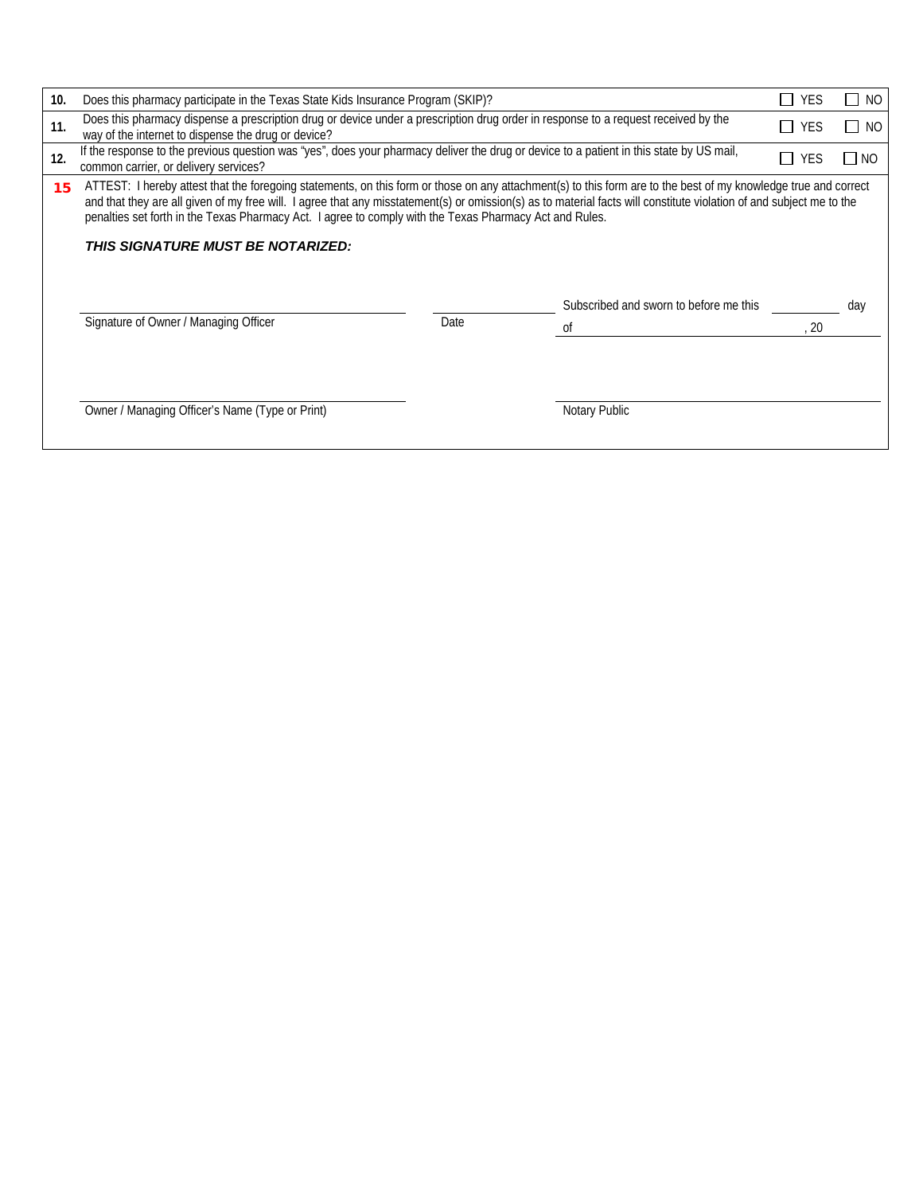| | | | |
|---|---|---|---|
| **10.** | Does this pharmacy participate in the Texas State Kids Insurance Program (SKIP)? | ☐ YES | ☐ NO |
| **11.** | Does this pharmacy dispense a prescription drug or device under a prescription drug order in response to a request received by the way of the internet to dispense the drug or device? | ☐ YES | ☐ NO |
| **12.** | If the response to the previous question was "yes", does your pharmacy deliver the drug or device to a patient in this state by US mail, common carrier, or delivery services? | ☐ YES | ☐ NO |

**15** ATTEST: I hereby attest that the foregoing statements, on this form or those on any attachment(s) to this form are to the best of my knowledge true and correct and that they are all given of my free will. I agree that any misstatement(s) or omission(s) as to material facts will constitute violation of and subject me to the penalties set forth in the Texas Pharmacy Act. I agree to comply with the Texas Pharmacy Act and Rules.

***THIS SIGNATURE MUST BE NOTARIZED:***

\_\_\_\_\_\_\_\_\_\_\_\_\_\_\_\_\_\_\_\_\_\_\_\_\_\_\_\_\_\_\_\_\_\_\_\_ \_\_\_\_\_\_\_\_\_\_\_\_\_
Signature of Owner / Managing Officer Date

Subscribed and sworn to before me this \_\_\_\_\_\_\_\_ day of \_\_\_\_\_\_\_\_\_\_\_\_\_\_\_\_\_\_\_\_, 20\_\_\_\_

\_\_\_\_\_\_\_\_\_\_\_\_\_\_\_\_\_\_\_\_\_\_\_\_\_\_\_\_\_\_\_\_\_\_\_\_
Owner / Managing Officer's Name (Type or Print)

\_\_\_\_\_\_\_\_\_\_\_\_\_\_\_\_\_\_\_\_\_\_\_\_\_\_\_\_\_\_\_\_\_\_\_\_
Notary Public